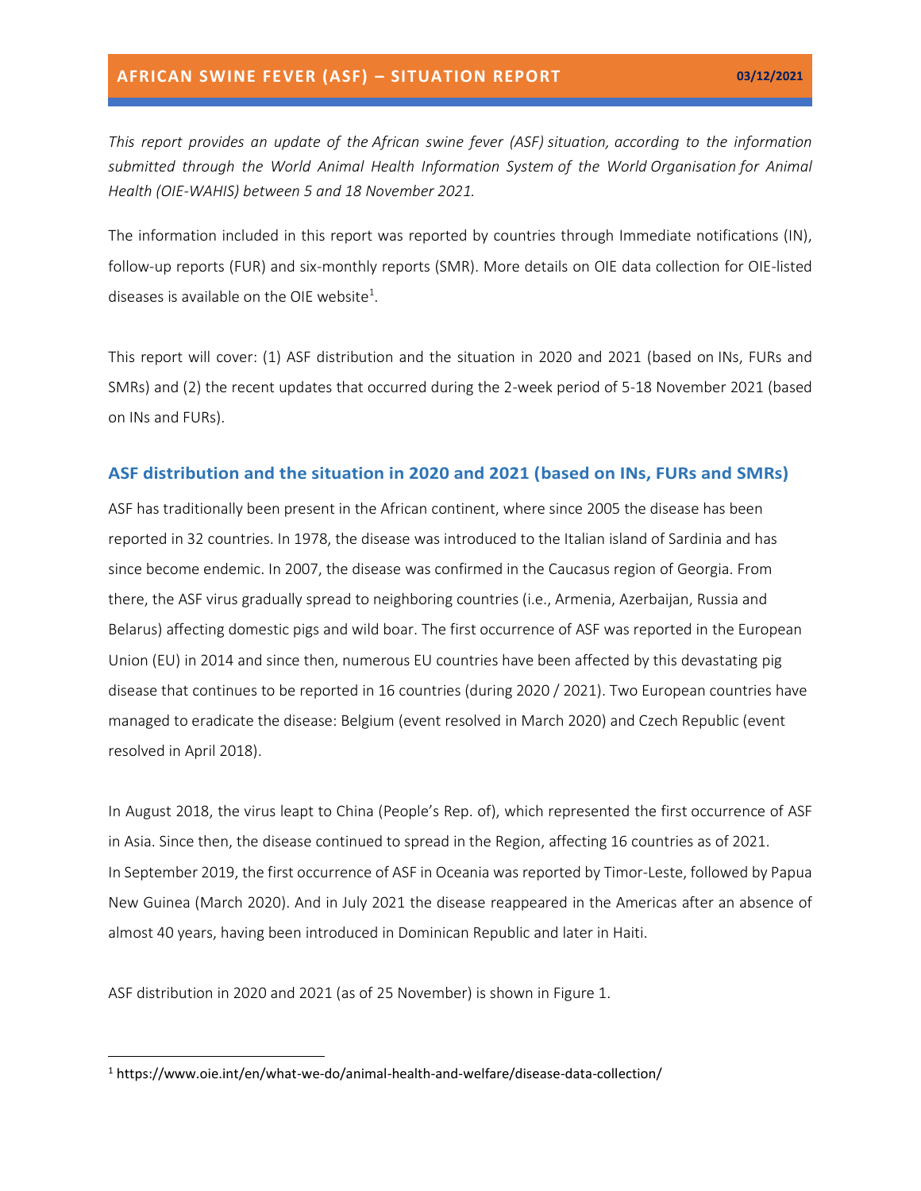# AFRICAN SWINE FEVER (ASF) – SITUATION REPORT

03/12/2021

*This report provides an update of the African swine fever (ASF) situation, according to the information submitted through the World Animal Health Information System of the World Organisation for Animal Health (OIE-WAHIS) between 5 and 18 November 2021.*

The information included in this report was reported by countries through Immediate notifications (IN), follow-up reports (FUR) and six-monthly reports (SMR). More details on OIE data collection for OIE-listed diseases is available on the OIE website[1].

This report will cover: (1) ASF distribution and the situation in 2020 and 2021 (based on INs, FURs and SMRs) and (2) the recent updates that occurred during the 2-week period of 5-18 November 2021 (based on INs and FURs).

## ASF distribution and the situation in 2020 and 2021 (based on INs, FURs and SMRs)

ASF has traditionally been present in the African continent, where since 2005 the disease has been reported in 32 countries. In 1978, the disease was introduced to the Italian island of Sardinia and has since become endemic. In 2007, the disease was confirmed in the Caucasus region of Georgia. From there, the ASF virus gradually spread to neighboring countries (i.e., Armenia, Azerbaijan, Russia and Belarus) affecting domestic pigs and wild boar. The first occurrence of ASF was reported in the European Union (EU) in 2014 and since then, numerous EU countries have been affected by this devastating pig disease that continues to be reported in 16 countries (during 2020 / 2021). Two European countries have managed to eradicate the disease: Belgium (event resolved in March 2020) and Czech Republic (event resolved in April 2018).

In August 2018, the virus leapt to China (People's Rep. of), which represented the first occurrence of ASF in Asia. Since then, the disease continued to spread in the Region, affecting 16 countries as of 2021. In September 2019, the first occurrence of ASF in Oceania was reported by Timor-Leste, followed by Papua New Guinea (March 2020). And in July 2021 the disease reappeared in the Americas after an absence of almost 40 years, having been introduced in Dominican Republic and later in Haiti.

ASF distribution in 2020 and 2021 (as of 25 November) is shown in Figure 1.

---

[1] https://www.oie.int/en/what-we-do/animal-health-and-welfare/disease-data-collection/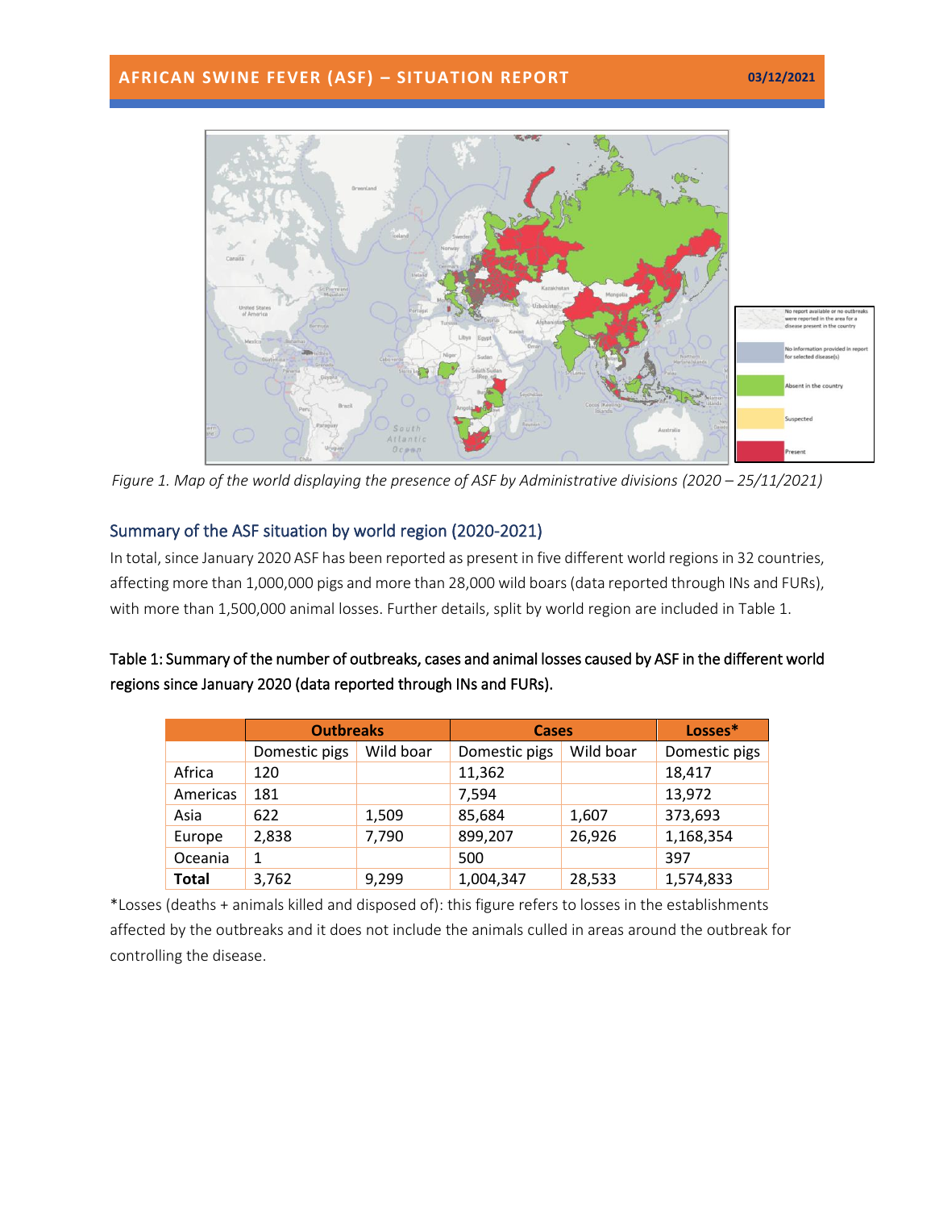Figure 1. Map of the world displaying the presence of ASF by Administrative divisions (2020 – 25/11/2021)

## Summary of the ASF situation by world region (2020-2021)

In total, since January 2020 ASF has been reported as present in five different world regions in 32 countries, affecting more than 1,000,000 pigs and more than 28,000 wild boars (data reported through INs and FURs), with more than 1,500,000 animal losses. Further details, split by world region are included in Table 1.

**Table 1: Summary of the number of outbreaks, cases and animal losses caused by ASF in the different world regions since January 2020 (data reported through INs and FURs).**

| | Outbreaks | | Cases | | Losses* |
|---|---|---|---|---|---|
| | Domestic pigs | Wild boar | Domestic pigs | Wild boar | Domestic pigs |
| Africa | 120 | | 11,362 | | 18,417 |
| Americas | 181 | | 7,594 | | 13,972 |
| Asia | 622 | 1,509 | 85,684 | 1,607 | 373,693 |
| Europe | 2,838 | 7,790 | 899,207 | 26,926 | 1,168,354 |
| Oceania | 1 | | 500 | | 397 |
| **Total** | 3,762 | 9,299 | 1,004,347 | 28,533 | 1,574,833 |

*Losses (deaths + animals killed and disposed of): this figure refers to losses in the establishments affected by the outbreaks and it does not include the animals culled in areas around the outbreak for controlling the disease.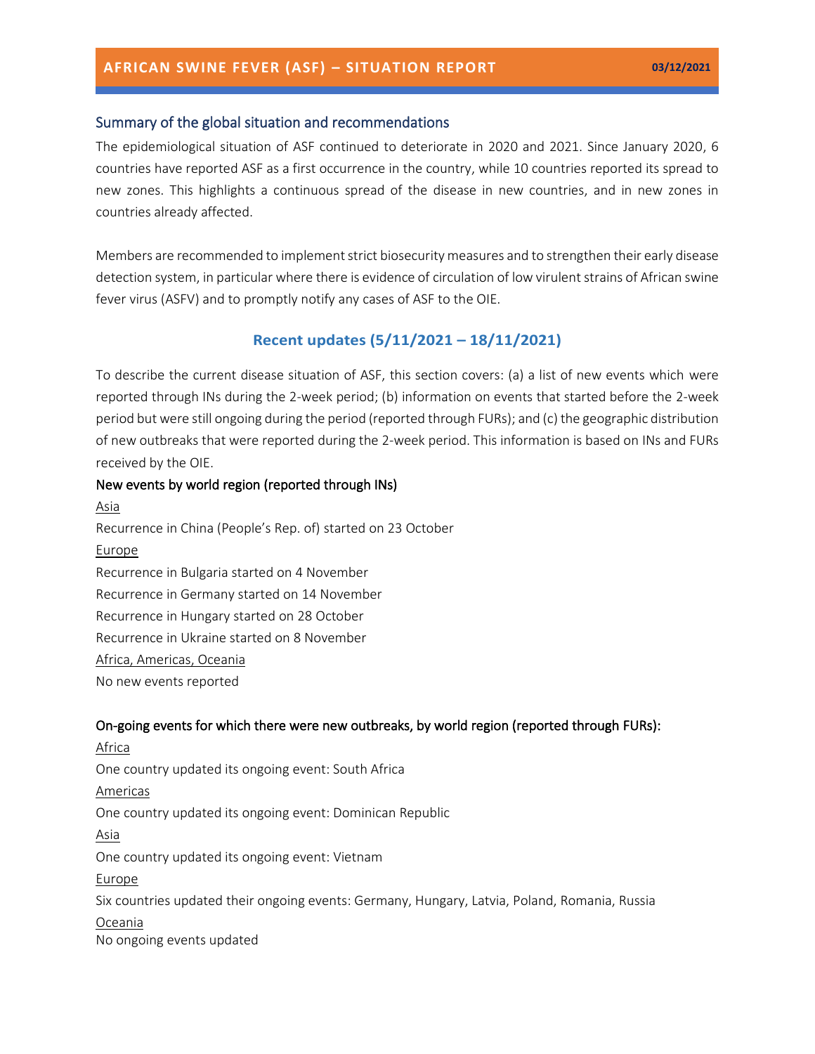## Summary of the global situation and recommendations

The epidemiological situation of ASF continued to deteriorate in 2020 and 2021. Since January 2020, 6 countries have reported ASF as a first occurrence in the country, while 10 countries reported its spread to new zones. This highlights a continuous spread of the disease in new countries, and in new zones in countries already affected.

Members are recommended to implement strict biosecurity measures and to strengthen their early disease detection system, in particular where there is evidence of circulation of low virulent strains of African swine fever virus (ASFV) and to promptly notify any cases of ASF to the OIE.

## Recent updates (5/11/2021 – 18/11/2021)

To describe the current disease situation of ASF, this section covers: (a) a list of new events which were reported through INs during the 2-week period; (b) information on events that started before the 2-week period but were still ongoing during the period (reported through FURs); and (c) the geographic distribution of new outbreaks that were reported during the 2-week period. This information is based on INs and FURs received by the OIE.

### New events by world region (reported through INs)

Asia

Recurrence in China (People's Rep. of) started on 23 October

Europe

Recurrence in Bulgaria started on 4 November

Recurrence in Germany started on 14 November

Recurrence in Hungary started on 28 October

Recurrence in Ukraine started on 8 November

Africa, Americas, Oceania

No new events reported

### On-going events for which there were new outbreaks, by world region (reported through FURs):

Africa

One country updated its ongoing event: South Africa

Americas

One country updated its ongoing event: Dominican Republic

Asia

One country updated its ongoing event: Vietnam

Europe

Six countries updated their ongoing events: Germany, Hungary, Latvia, Poland, Romania, Russia

Oceania

No ongoing events updated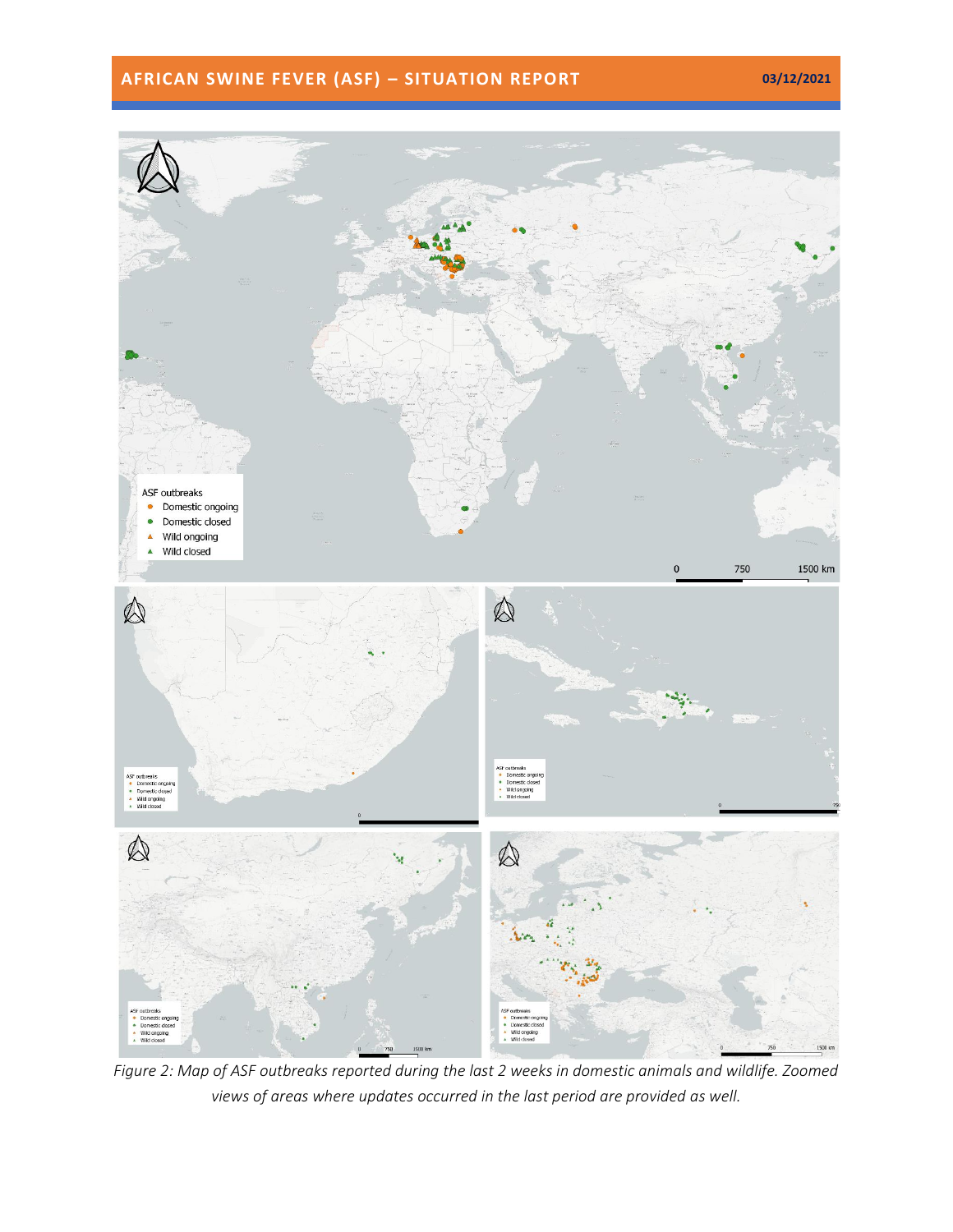*Figure 2: Map of ASF outbreaks reported during the last 2 weeks in domestic animals and wildlife. Zoomed views of areas where updates occurred in the last period are provided as well.*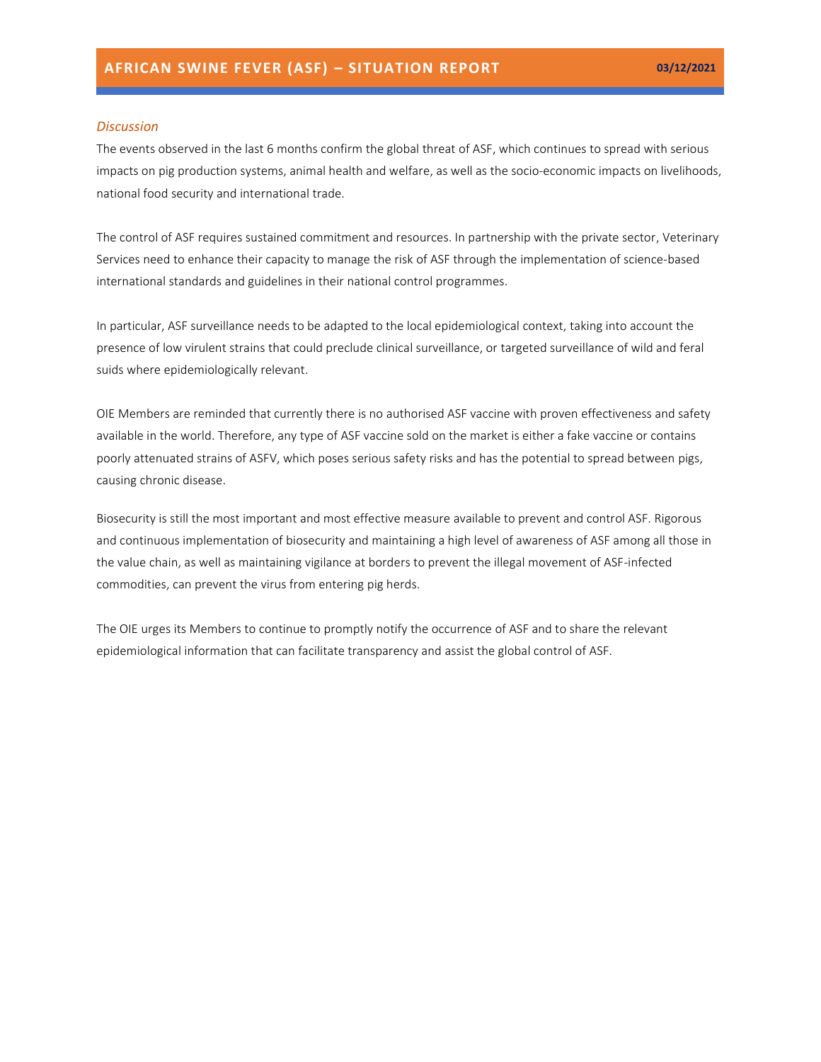*Discussion*

The events observed in the last 6 months confirm the global threat of ASF, which continues to spread with serious impacts on pig production systems, animal health and welfare, as well as the socio-economic impacts on livelihoods, national food security and international trade.

The control of ASF requires sustained commitment and resources. In partnership with the private sector, Veterinary Services need to enhance their capacity to manage the risk of ASF through the implementation of science-based international standards and guidelines in their national control programmes.

In particular, ASF surveillance needs to be adapted to the local epidemiological context, taking into account the presence of low virulent strains that could preclude clinical surveillance, or targeted surveillance of wild and feral suids where epidemiologically relevant.

OIE Members are reminded that currently there is no authorised ASF vaccine with proven effectiveness and safety available in the world. Therefore, any type of ASF vaccine sold on the market is either a fake vaccine or contains poorly attenuated strains of ASFV, which poses serious safety risks and has the potential to spread between pigs, causing chronic disease.

Biosecurity is still the most important and most effective measure available to prevent and control ASF. Rigorous and continuous implementation of biosecurity and maintaining a high level of awareness of ASF among all those in the value chain, as well as maintaining vigilance at borders to prevent the illegal movement of ASF-infected commodities, can prevent the virus from entering pig herds.

The OIE urges its Members to continue to promptly notify the occurrence of ASF and to share the relevant epidemiological information that can facilitate transparency and assist the global control of ASF.